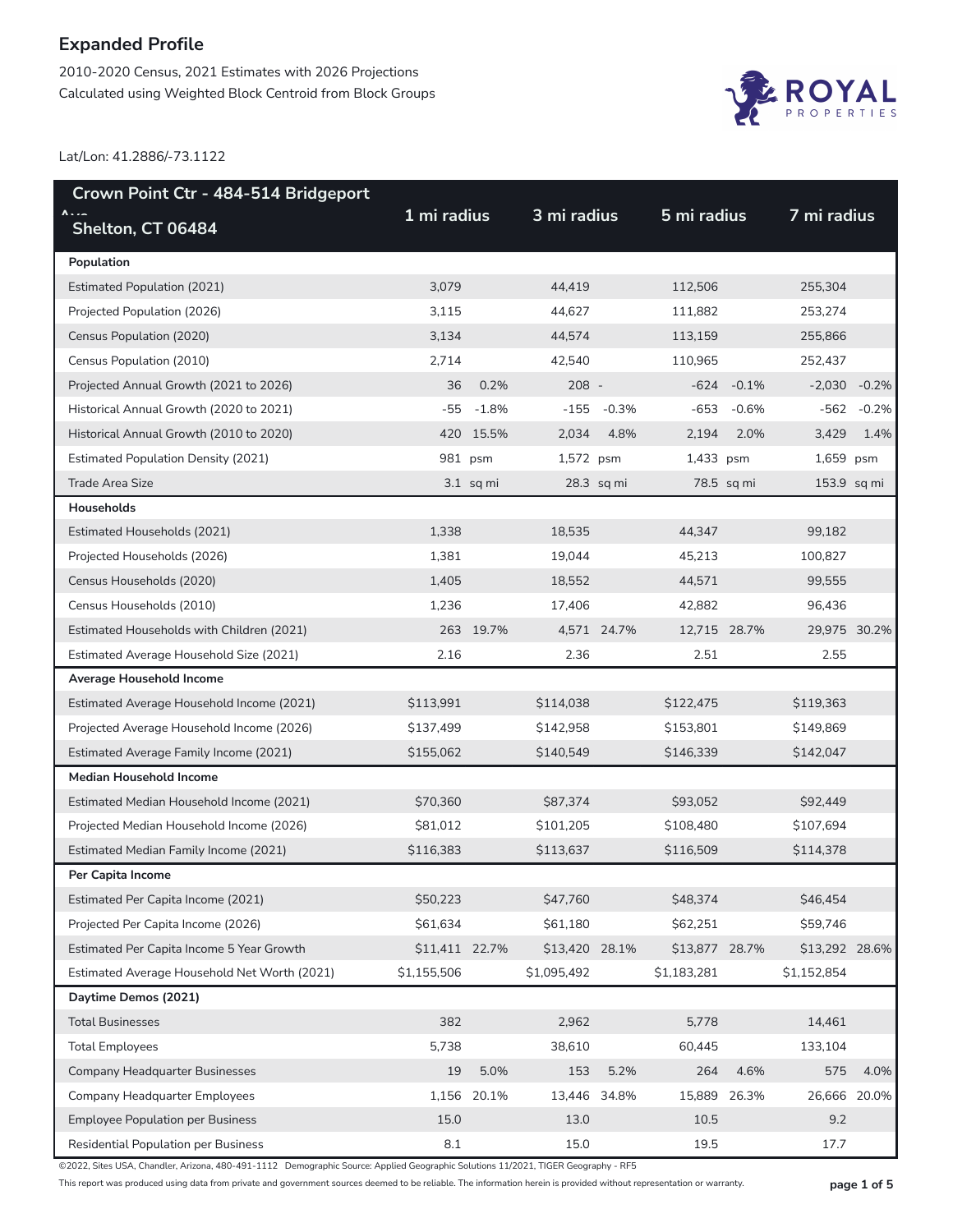# Expanded Profile

2010-2020 Census, 2021 Estimates with 2026 Projections
Calculated using Weighted Block Centroid from Block Groups

Lat/Lon: 41.2886/-73.1122

| Crown Point Ctr - 484-514 Bridgeport Ave Shelton, CT 06484 | 1 mi radius | | 3 mi radius | | 5 mi radius | | 7 mi radius | |
|---|---|---|---|---|---|---|---|---|
| **Population** | | | | | | | | |
| Estimated Population (2021) | 3,079 | | 44,419 | | 112,506 | | 255,304 | |
| Projected Population (2026) | 3,115 | | 44,627 | | 111,882 | | 253,274 | |
| Census Population (2020) | 3,134 | | 44,574 | | 113,159 | | 255,866 | |
| Census Population (2010) | 2,714 | | 42,540 | | 110,965 | | 252,437 | |
| Projected Annual Growth (2021 to 2026) | 36 | 0.2% | 208 | - | -624 | -0.1% | -2,030 | -0.2% |
| Historical Annual Growth (2020 to 2021) | -55 | -1.8% | -155 | -0.3% | -653 | -0.6% | -562 | -0.2% |
| Historical Annual Growth (2010 to 2020) | 420 | 15.5% | 2,034 | 4.8% | 2,194 | 2.0% | 3,429 | 1.4% |
| Estimated Population Density (2021) | 981 | psm | 1,572 | psm | 1,433 | psm | 1,659 | psm |
| Trade Area Size | 3.1 | sq mi | 28.3 | sq mi | 78.5 | sq mi | 153.9 | sq mi |
| **Households** | | | | | | | | |
| Estimated Households (2021) | 1,338 | | 18,535 | | 44,347 | | 99,182 | |
| Projected Households (2026) | 1,381 | | 19,044 | | 45,213 | | 100,827 | |
| Census Households (2020) | 1,405 | | 18,552 | | 44,571 | | 99,555 | |
| Census Households (2010) | 1,236 | | 17,406 | | 42,882 | | 96,436 | |
| Estimated Households with Children (2021) | 263 | 19.7% | 4,571 | 24.7% | 12,715 | 28.7% | 29,975 | 30.2% |
| Estimated Average Household Size (2021) | 2.16 | | 2.36 | | 2.51 | | 2.55 | |
| **Average Household Income** | | | | | | | | |
| Estimated Average Household Income (2021) | $113,991 | | $114,038 | | $122,475 | | $119,363 | |
| Projected Average Household Income (2026) | $137,499 | | $142,958 | | $153,801 | | $149,869 | |
| Estimated Average Family Income (2021) | $155,062 | | $140,549 | | $146,339 | | $142,047 | |
| **Median Household Income** | | | | | | | | |
| Estimated Median Household Income (2021) | $70,360 | | $87,374 | | $93,052 | | $92,449 | |
| Projected Median Household Income (2026) | $81,012 | | $101,205 | | $108,480 | | $107,694 | |
| Estimated Median Family Income (2021) | $116,383 | | $113,637 | | $116,509 | | $114,378 | |
| **Per Capita Income** | | | | | | | | |
| Estimated Per Capita Income (2021) | $50,223 | | $47,760 | | $48,374 | | $46,454 | |
| Projected Per Capita Income (2026) | $61,634 | | $61,180 | | $62,251 | | $59,746 | |
| Estimated Per Capita Income 5 Year Growth | $11,411 | 22.7% | $13,420 | 28.1% | $13,877 | 28.7% | $13,292 | 28.6% |
| Estimated Average Household Net Worth (2021) | $1,155,506 | | $1,095,492 | | $1,183,281 | | $1,152,854 | |
| **Daytime Demos (2021)** | | | | | | | | |
| Total Businesses | 382 | | 2,962 | | 5,778 | | 14,461 | |
| Total Employees | 5,738 | | 38,610 | | 60,445 | | 133,104 | |
| Company Headquarter Businesses | 19 | 5.0% | 153 | 5.2% | 264 | 4.6% | 575 | 4.0% |
| Company Headquarter Employees | 1,156 | 20.1% | 13,446 | 34.8% | 15,889 | 26.3% | 26,666 | 20.0% |
| Employee Population per Business | 15.0 | | 13.0 | | 10.5 | | 9.2 | |
| Residential Population per Business | 8.1 | | 15.0 | | 19.5 | | 17.7 | |

©2022, Sites USA, Chandler, Arizona, 480-491-1112 Demographic Source: Applied Geographic Solutions 11/2021, TIGER Geography - RF5

This report was produced using data from private and government sources deemed to be reliable. The information herein is provided without representation or warranty.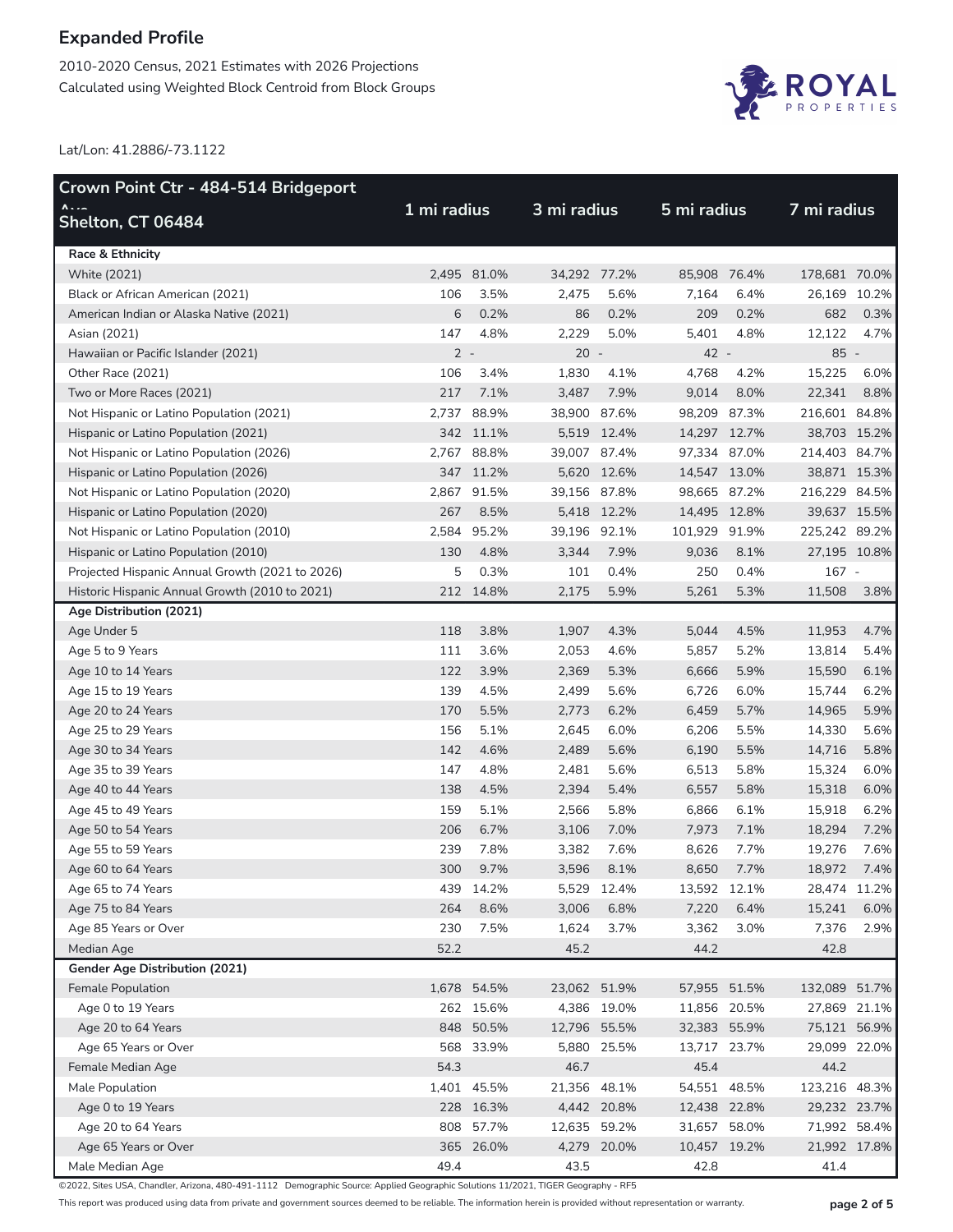# Expanded Profile

2010-2020 Census, 2021 Estimates with 2026 Projections
Calculated using Weighted Block Centroid from Block Groups

Lat/Lon: 41.2886/-73.1122

| Crown Point Ctr - 484-514 Bridgeport Ave Shelton, CT 06484 | 1 mi radius | | 3 mi radius | | 5 mi radius | | 7 mi radius | |
|---|---|---|---|---|---|---|---|---|
| **Race & Ethnicity** | | | | | | | | |
| White (2021) | 2,495 | 81.0% | 34,292 | 77.2% | 85,908 | 76.4% | 178,681 | 70.0% |
| Black or African American (2021) | 106 | 3.5% | 2,475 | 5.6% | 7,164 | 6.4% | 26,169 | 10.2% |
| American Indian or Alaska Native (2021) | 6 | 0.2% | 86 | 0.2% | 209 | 0.2% | 682 | 0.3% |
| Asian (2021) | 147 | 4.8% | 2,229 | 5.0% | 5,401 | 4.8% | 12,122 | 4.7% |
| Hawaiian or Pacific Islander (2021) | 2 | - | 20 | - | 42 | - | 85 | - |
| Other Race (2021) | 106 | 3.4% | 1,830 | 4.1% | 4,768 | 4.2% | 15,225 | 6.0% |
| Two or More Races (2021) | 217 | 7.1% | 3,487 | 7.9% | 9,014 | 8.0% | 22,341 | 8.8% |
| Not Hispanic or Latino Population (2021) | 2,737 | 88.9% | 38,900 | 87.6% | 98,209 | 87.3% | 216,601 | 84.8% |
| Hispanic or Latino Population (2021) | 342 | 11.1% | 5,519 | 12.4% | 14,297 | 12.7% | 38,703 | 15.2% |
| Not Hispanic or Latino Population (2026) | 2,767 | 88.8% | 39,007 | 87.4% | 97,334 | 87.0% | 214,403 | 84.7% |
| Hispanic or Latino Population (2026) | 347 | 11.2% | 5,620 | 12.6% | 14,547 | 13.0% | 38,871 | 15.3% |
| Not Hispanic or Latino Population (2020) | 2,867 | 91.5% | 39,156 | 87.8% | 98,665 | 87.2% | 216,229 | 84.5% |
| Hispanic or Latino Population (2020) | 267 | 8.5% | 5,418 | 12.2% | 14,495 | 12.8% | 39,637 | 15.5% |
| Not Hispanic or Latino Population (2010) | 2,584 | 95.2% | 39,196 | 92.1% | 101,929 | 91.9% | 225,242 | 89.2% |
| Hispanic or Latino Population (2010) | 130 | 4.8% | 3,344 | 7.9% | 9,036 | 8.1% | 27,195 | 10.8% |
| Projected Hispanic Annual Growth (2021 to 2026) | 5 | 0.3% | 101 | 0.4% | 250 | 0.4% | 167 | - |
| Historic Hispanic Annual Growth (2010 to 2021) | 212 | 14.8% | 2,175 | 5.9% | 5,261 | 5.3% | 11,508 | 3.8% |
| **Age Distribution (2021)** | | | | | | | | |
| Age Under 5 | 118 | 3.8% | 1,907 | 4.3% | 5,044 | 4.5% | 11,953 | 4.7% |
| Age 5 to 9 Years | 111 | 3.6% | 2,053 | 4.6% | 5,857 | 5.2% | 13,814 | 5.4% |
| Age 10 to 14 Years | 122 | 3.9% | 2,369 | 5.3% | 6,666 | 5.9% | 15,590 | 6.1% |
| Age 15 to 19 Years | 139 | 4.5% | 2,499 | 5.6% | 6,726 | 6.0% | 15,744 | 6.2% |
| Age 20 to 24 Years | 170 | 5.5% | 2,773 | 6.2% | 6,459 | 5.7% | 14,965 | 5.9% |
| Age 25 to 29 Years | 156 | 5.1% | 2,645 | 6.0% | 6,206 | 5.5% | 14,330 | 5.6% |
| Age 30 to 34 Years | 142 | 4.6% | 2,489 | 5.6% | 6,190 | 5.5% | 14,716 | 5.8% |
| Age 35 to 39 Years | 147 | 4.8% | 2,481 | 5.6% | 6,513 | 5.8% | 15,324 | 6.0% |
| Age 40 to 44 Years | 138 | 4.5% | 2,394 | 5.4% | 6,557 | 5.8% | 15,318 | 6.0% |
| Age 45 to 49 Years | 159 | 5.1% | 2,566 | 5.8% | 6,866 | 6.1% | 15,918 | 6.2% |
| Age 50 to 54 Years | 206 | 6.7% | 3,106 | 7.0% | 7,973 | 7.1% | 18,294 | 7.2% |
| Age 55 to 59 Years | 239 | 7.8% | 3,382 | 7.6% | 8,626 | 7.7% | 19,276 | 7.6% |
| Age 60 to 64 Years | 300 | 9.7% | 3,596 | 8.1% | 8,650 | 7.7% | 18,972 | 7.4% |
| Age 65 to 74 Years | 439 | 14.2% | 5,529 | 12.4% | 13,592 | 12.1% | 28,474 | 11.2% |
| Age 75 to 84 Years | 264 | 8.6% | 3,006 | 6.8% | 7,220 | 6.4% | 15,241 | 6.0% |
| Age 85 Years or Over | 230 | 7.5% | 1,624 | 3.7% | 3,362 | 3.0% | 7,376 | 2.9% |
| Median Age | 52.2 | | 45.2 | | 44.2 | | 42.8 | |
| **Gender Age Distribution (2021)** | | | | | | | | |
| Female Population | 1,678 | 54.5% | 23,062 | 51.9% | 57,955 | 51.5% | 132,089 | 51.7% |
| Age 0 to 19 Years | 262 | 15.6% | 4,386 | 19.0% | 11,856 | 20.5% | 27,869 | 21.1% |
| Age 20 to 64 Years | 848 | 50.5% | 12,796 | 55.5% | 32,383 | 55.9% | 75,121 | 56.9% |
| Age 65 Years or Over | 568 | 33.9% | 5,880 | 25.5% | 13,717 | 23.7% | 29,099 | 22.0% |
| Female Median Age | 54.3 | | 46.7 | | 45.4 | | 44.2 | |
| Male Population | 1,401 | 45.5% | 21,356 | 48.1% | 54,551 | 48.5% | 123,216 | 48.3% |
| Age 0 to 19 Years | 228 | 16.3% | 4,442 | 20.8% | 12,438 | 22.8% | 29,232 | 23.7% |
| Age 20 to 64 Years | 808 | 57.7% | 12,635 | 59.2% | 31,657 | 58.0% | 71,992 | 58.4% |
| Age 65 Years or Over | 365 | 26.0% | 4,279 | 20.0% | 10,457 | 19.2% | 21,992 | 17.8% |
| Male Median Age | 49.4 | | 43.5 | | 42.8 | | 41.4 | |

©2022, Sites USA, Chandler, Arizona, 480-491-1112 Demographic Source: Applied Geographic Solutions 11/2021, TIGER Geography - RF5

This report was produced using data from private and government sources deemed to be reliable. The information herein is provided without representation or warranty.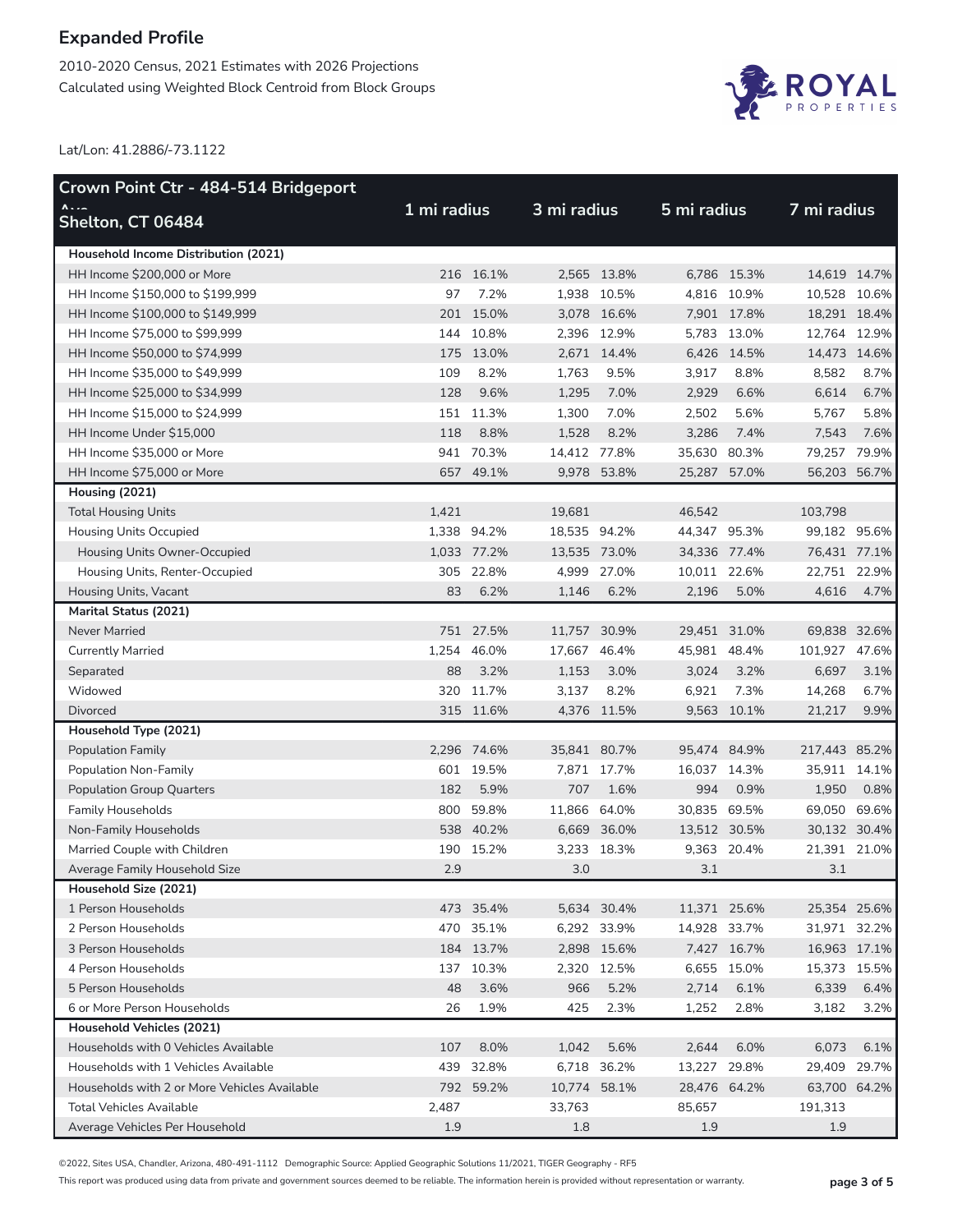# Expanded Profile

2010-2020 Census, 2021 Estimates with 2026 Projections
Calculated using Weighted Block Centroid from Block Groups

Lat/Lon: 41.2886/-73.1122

| Crown Point Ctr - 484-514 Bridgeport Ave Shelton, CT 06484 | 1 mi radius | | 3 mi radius | | 5 mi radius | | 7 mi radius | |
|---|---|---|---|---|---|---|---|---|
| **Household Income Distribution (2021)** | | | | | | | | |
| HH Income $200,000 or More | 216 | 16.1% | 2,565 | 13.8% | 6,786 | 15.3% | 14,619 | 14.7% |
| HH Income $150,000 to $199,999 | 97 | 7.2% | 1,938 | 10.5% | 4,816 | 10.9% | 10,528 | 10.6% |
| HH Income $100,000 to $149,999 | 201 | 15.0% | 3,078 | 16.6% | 7,901 | 17.8% | 18,291 | 18.4% |
| HH Income $75,000 to $99,999 | 144 | 10.8% | 2,396 | 12.9% | 5,783 | 13.0% | 12,764 | 12.9% |
| HH Income $50,000 to $74,999 | 175 | 13.0% | 2,671 | 14.4% | 6,426 | 14.5% | 14,473 | 14.6% |
| HH Income $35,000 to $49,999 | 109 | 8.2% | 1,763 | 9.5% | 3,917 | 8.8% | 8,582 | 8.7% |
| HH Income $25,000 to $34,999 | 128 | 9.6% | 1,295 | 7.0% | 2,929 | 6.6% | 6,614 | 6.7% |
| HH Income $15,000 to $24,999 | 151 | 11.3% | 1,300 | 7.0% | 2,502 | 5.6% | 5,767 | 5.8% |
| HH Income Under $15,000 | 118 | 8.8% | 1,528 | 8.2% | 3,286 | 7.4% | 7,543 | 7.6% |
| HH Income $35,000 or More | 941 | 70.3% | 14,412 | 77.8% | 35,630 | 80.3% | 79,257 | 79.9% |
| HH Income $75,000 or More | 657 | 49.1% | 9,978 | 53.8% | 25,287 | 57.0% | 56,203 | 56.7% |
| **Housing (2021)** | | | | | | | | |
| Total Housing Units | 1,421 | | 19,681 | | 46,542 | | 103,798 | |
| Housing Units Occupied | 1,338 | 94.2% | 18,535 | 94.2% | 44,347 | 95.3% | 99,182 | 95.6% |
| Housing Units Owner-Occupied | 1,033 | 77.2% | 13,535 | 73.0% | 34,336 | 77.4% | 76,431 | 77.1% |
| Housing Units, Renter-Occupied | 305 | 22.8% | 4,999 | 27.0% | 10,011 | 22.6% | 22,751 | 22.9% |
| Housing Units, Vacant | 83 | 6.2% | 1,146 | 6.2% | 2,196 | 5.0% | 4,616 | 4.7% |
| **Marital Status (2021)** | | | | | | | | |
| Never Married | 751 | 27.5% | 11,757 | 30.9% | 29,451 | 31.0% | 69,838 | 32.6% |
| Currently Married | 1,254 | 46.0% | 17,667 | 46.4% | 45,981 | 48.4% | 101,927 | 47.6% |
| Separated | 88 | 3.2% | 1,153 | 3.0% | 3,024 | 3.2% | 6,697 | 3.1% |
| Widowed | 320 | 11.7% | 3,137 | 8.2% | 6,921 | 7.3% | 14,268 | 6.7% |
| Divorced | 315 | 11.6% | 4,376 | 11.5% | 9,563 | 10.1% | 21,217 | 9.9% |
| **Household Type (2021)** | | | | | | | | |
| Population Family | 2,296 | 74.6% | 35,841 | 80.7% | 95,474 | 84.9% | 217,443 | 85.2% |
| Population Non-Family | 601 | 19.5% | 7,871 | 17.7% | 16,037 | 14.3% | 35,911 | 14.1% |
| Population Group Quarters | 182 | 5.9% | 707 | 1.6% | 994 | 0.9% | 1,950 | 0.8% |
| Family Households | 800 | 59.8% | 11,866 | 64.0% | 30,835 | 69.5% | 69,050 | 69.6% |
| Non-Family Households | 538 | 40.2% | 6,669 | 36.0% | 13,512 | 30.5% | 30,132 | 30.4% |
| Married Couple with Children | 190 | 15.2% | 3,233 | 18.3% | 9,363 | 20.4% | 21,391 | 21.0% |
| Average Family Household Size | 2.9 | | 3.0 | | 3.1 | | 3.1 | |
| **Household Size (2021)** | | | | | | | | |
| 1 Person Households | 473 | 35.4% | 5,634 | 30.4% | 11,371 | 25.6% | 25,354 | 25.6% |
| 2 Person Households | 470 | 35.1% | 6,292 | 33.9% | 14,928 | 33.7% | 31,971 | 32.2% |
| 3 Person Households | 184 | 13.7% | 2,898 | 15.6% | 7,427 | 16.7% | 16,963 | 17.1% |
| 4 Person Households | 137 | 10.3% | 2,320 | 12.5% | 6,655 | 15.0% | 15,373 | 15.5% |
| 5 Person Households | 48 | 3.6% | 966 | 5.2% | 2,714 | 6.1% | 6,339 | 6.4% |
| 6 or More Person Households | 26 | 1.9% | 425 | 2.3% | 1,252 | 2.8% | 3,182 | 3.2% |
| **Household Vehicles (2021)** | | | | | | | | |
| Households with 0 Vehicles Available | 107 | 8.0% | 1,042 | 5.6% | 2,644 | 6.0% | 6,073 | 6.1% |
| Households with 1 Vehicles Available | 439 | 32.8% | 6,718 | 36.2% | 13,227 | 29.8% | 29,409 | 29.7% |
| Households with 2 or More Vehicles Available | 792 | 59.2% | 10,774 | 58.1% | 28,476 | 64.2% | 63,700 | 64.2% |
| Total Vehicles Available | 2,487 | | 33,763 | | 85,657 | | 191,313 | |
| Average Vehicles Per Household | 1.9 | | 1.8 | | 1.9 | | 1.9 | |

©2022, Sites USA, Chandler, Arizona, 480-491-1112 Demographic Source: Applied Geographic Solutions 11/2021, TIGER Geography - RF5

This report was produced using data from private and government sources deemed to be reliable. The information herein is provided without representation or warranty.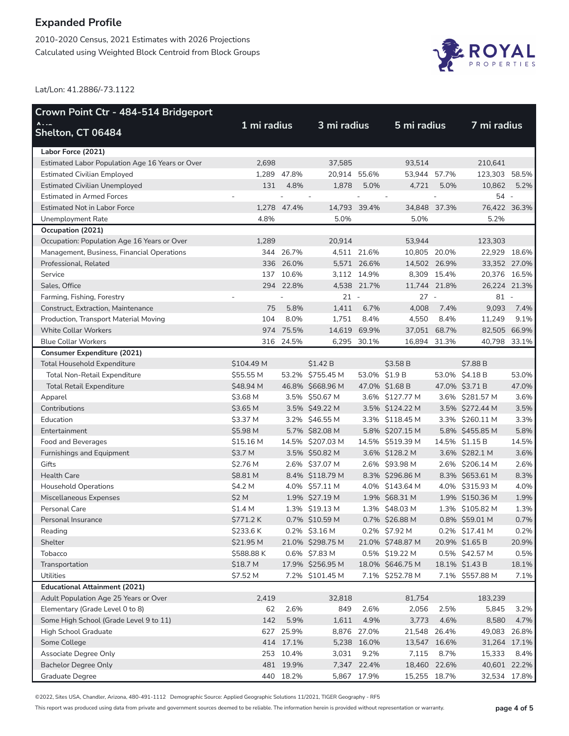# Expanded Profile

2010-2020 Census, 2021 Estimates with 2026 Projections
Calculated using Weighted Block Centroid from Block Groups

Lat/Lon: 41.2886/-73.1122

| Crown Point Ctr - 484-514 Bridgeport Ave Shelton, CT 06484 | 1 mi radius | | 3 mi radius | | 5 mi radius | | 7 mi radius | |
|---|---|---|---|---|---|---|---|---|
| **Labor Force (2021)** | | | | | | | | |
| Estimated Labor Population Age 16 Years or Over | 2,698 | | 37,585 | | 93,514 | | 210,641 | |
| Estimated Civilian Employed | 1,289 | 47.8% | 20,914 | 55.6% | 53,944 | 57.7% | 123,303 | 58.5% |
| Estimated Civilian Unemployed | 131 | 4.8% | 1,878 | 5.0% | 4,721 | 5.0% | 10,862 | 5.2% |
| Estimated in Armed Forces | - | - | - | - | - | - | 54 | - |
| Estimated Not in Labor Force | 1,278 | 47.4% | 14,793 | 39.4% | 34,848 | 37.3% | 76,422 | 36.3% |
| Unemployment Rate | 4.8% | | 5.0% | | 5.0% | | 5.2% | |
| **Occupation (2021)** | | | | | | | | |
| Occupation: Population Age 16 Years or Over | 1,289 | | 20,914 | | 53,944 | | 123,303 | |
| Management, Business, Financial Operations | 344 | 26.7% | 4,511 | 21.6% | 10,805 | 20.0% | 22,929 | 18.6% |
| Professional, Related | 336 | 26.0% | 5,571 | 26.6% | 14,502 | 26.9% | 33,352 | 27.0% |
| Service | 137 | 10.6% | 3,112 | 14.9% | 8,309 | 15.4% | 20,376 | 16.5% |
| Sales, Office | 294 | 22.8% | 4,538 | 21.7% | 11,744 | 21.8% | 26,224 | 21.3% |
| Farming, Fishing, Forestry | - | - | 21 | - | 27 | - | 81 | - |
| Construct, Extraction, Maintenance | 75 | 5.8% | 1,411 | 6.7% | 4,008 | 7.4% | 9,093 | 7.4% |
| Production, Transport Material Moving | 104 | 8.0% | 1,751 | 8.4% | 4,550 | 8.4% | 11,249 | 9.1% |
| White Collar Workers | 974 | 75.5% | 14,619 | 69.9% | 37,051 | 68.7% | 82,505 | 66.9% |
| Blue Collar Workers | 316 | 24.5% | 6,295 | 30.1% | 16,894 | 31.3% | 40,798 | 33.1% |
| **Consumer Expenditure (2021)** | | | | | | | | |
| Total Household Expenditure | $104.49 M | | $1.42 B | | $3.58 B | | $7.88 B | |
| Total Non-Retail Expenditure | $55.55 M | 53.2% | $755.45 M | 53.0% | $1.9 B | 53.0% | $4.18 B | 53.0% |
| Total Retail Expenditure | $48.94 M | 46.8% | $668.96 M | 47.0% | $1.68 B | 47.0% | $3.71 B | 47.0% |
| Apparel | $3.68 M | 3.5% | $50.67 M | 3.6% | $127.77 M | 3.6% | $281.57 M | 3.6% |
| Contributions | $3.65 M | 3.5% | $49.22 M | 3.5% | $124.22 M | 3.5% | $272.44 M | 3.5% |
| Education | $3.37 M | 3.2% | $46.55 M | 3.3% | $118.45 M | 3.3% | $260.11 M | 3.3% |
| Entertainment | $5.98 M | 5.7% | $82.08 M | 5.8% | $207.15 M | 5.8% | $455.85 M | 5.8% |
| Food and Beverages | $15.16 M | 14.5% | $207.03 M | 14.5% | $519.39 M | 14.5% | $1.15 B | 14.5% |
| Furnishings and Equipment | $3.7 M | 3.5% | $50.82 M | 3.6% | $128.2 M | 3.6% | $282.1 M | 3.6% |
| Gifts | $2.76 M | 2.6% | $37.07 M | 2.6% | $93.98 M | 2.6% | $206.14 M | 2.6% |
| Health Care | $8.81 M | 8.4% | $118.79 M | 8.3% | $296.86 M | 8.3% | $653.61 M | 8.3% |
| Household Operations | $4.2 M | 4.0% | $57.11 M | 4.0% | $143.64 M | 4.0% | $315.93 M | 4.0% |
| Miscellaneous Expenses | $2 M | 1.9% | $27.19 M | 1.9% | $68.31 M | 1.9% | $150.36 M | 1.9% |
| Personal Care | $1.4 M | 1.3% | $19.13 M | 1.3% | $48.03 M | 1.3% | $105.82 M | 1.3% |
| Personal Insurance | $771.2 K | 0.7% | $10.59 M | 0.7% | $26.88 M | 0.8% | $59.01 M | 0.7% |
| Reading | $233.6 K | 0.2% | $3.16 M | 0.2% | $7.92 M | 0.2% | $17.41 M | 0.2% |
| Shelter | $21.95 M | 21.0% | $298.75 M | 21.0% | $748.87 M | 20.9% | $1.65 B | 20.9% |
| Tobacco | $588.88 K | 0.6% | $7.83 M | 0.5% | $19.22 M | 0.5% | $42.57 M | 0.5% |
| Transportation | $18.7 M | 17.9% | $256.95 M | 18.0% | $646.75 M | 18.1% | $1.43 B | 18.1% |
| Utilities | $7.52 M | 7.2% | $101.45 M | 7.1% | $252.78 M | 7.1% | $557.88 M | 7.1% |
| **Educational Attainment (2021)** | | | | | | | | |
| Adult Population Age 25 Years or Over | 2,419 | | 32,818 | | 81,754 | | 183,239 | |
| Elementary (Grade Level 0 to 8) | 62 | 2.6% | 849 | 2.6% | 2,056 | 2.5% | 5,845 | 3.2% |
| Some High School (Grade Level 9 to 11) | 142 | 5.9% | 1,611 | 4.9% | 3,773 | 4.6% | 8,580 | 4.7% |
| High School Graduate | 627 | 25.9% | 8,876 | 27.0% | 21,548 | 26.4% | 49,083 | 26.8% |
| Some College | 414 | 17.1% | 5,238 | 16.0% | 13,547 | 16.6% | 31,264 | 17.1% |
| Associate Degree Only | 253 | 10.4% | 3,031 | 9.2% | 7,115 | 8.7% | 15,333 | 8.4% |
| Bachelor Degree Only | 481 | 19.9% | 7,347 | 22.4% | 18,460 | 22.6% | 40,601 | 22.2% |
| Graduate Degree | 440 | 18.2% | 5,867 | 17.9% | 15,255 | 18.7% | 32,534 | 17.8% |

©2022, Sites USA, Chandler, Arizona, 480-491-1112 Demographic Source: Applied Geographic Solutions 11/2021, TIGER Geography - RF5

This report was produced using data from private and government sources deemed to be reliable. The information herein is provided without representation or warranty.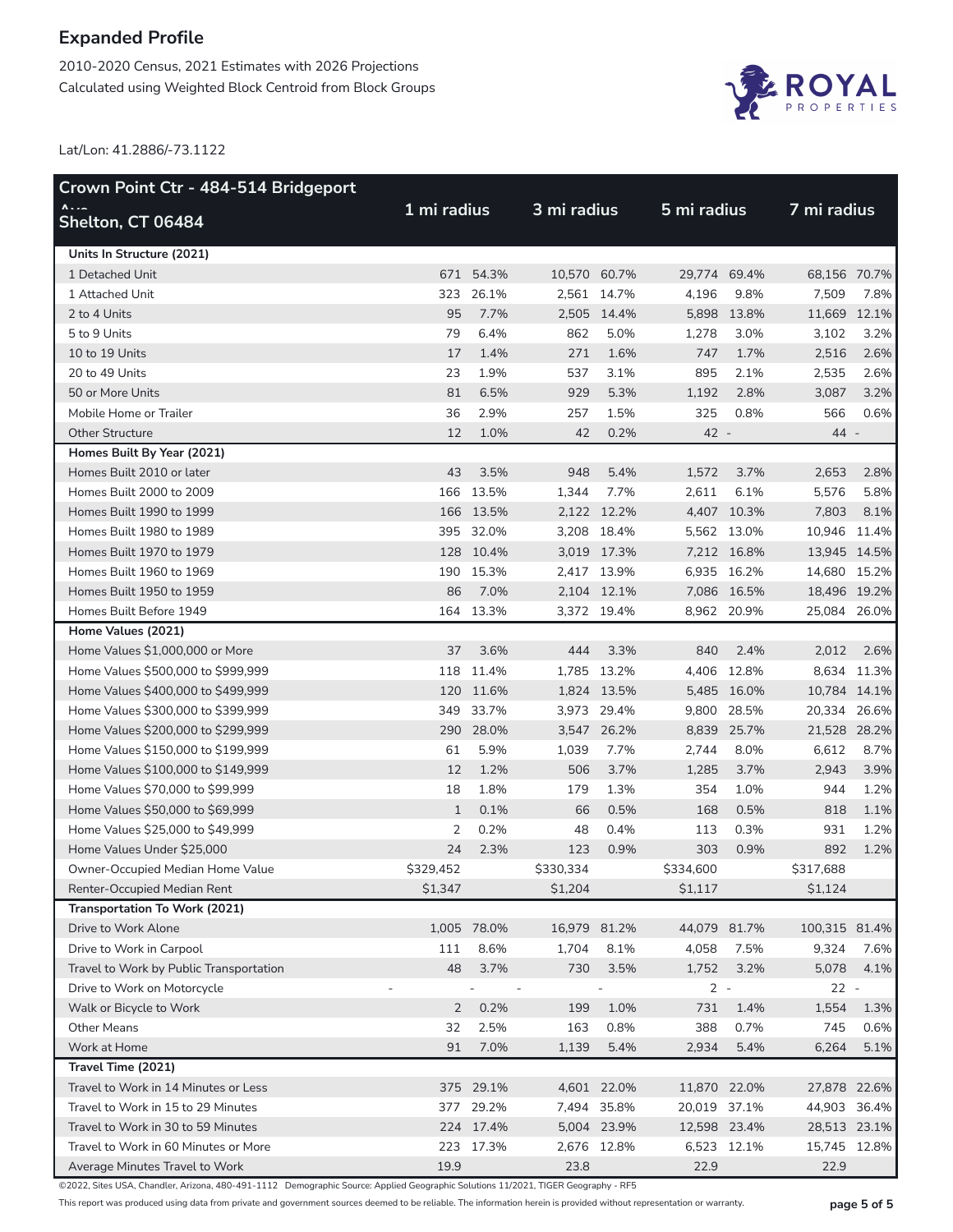# Expanded Profile

2010-2020 Census, 2021 Estimates with 2026 Projections
Calculated using Weighted Block Centroid from Block Groups

Lat/Lon: 41.2886/-73.1122

| Crown Point Ctr - 484-514 Bridgeport Ave Shelton, CT 06484 | 1 mi radius | | 3 mi radius | | 5 mi radius | | 7 mi radius | |
|---|---|---|---|---|---|---|---|---|
| **Units In Structure (2021)** | | | | | | | | |
| 1 Detached Unit | 671 | 54.3% | 10,570 | 60.7% | 29,774 | 69.4% | 68,156 | 70.7% |
| 1 Attached Unit | 323 | 26.1% | 2,561 | 14.7% | 4,196 | 9.8% | 7,509 | 7.8% |
| 2 to 4 Units | 95 | 7.7% | 2,505 | 14.4% | 5,898 | 13.8% | 11,669 | 12.1% |
| 5 to 9 Units | 79 | 6.4% | 862 | 5.0% | 1,278 | 3.0% | 3,102 | 3.2% |
| 10 to 19 Units | 17 | 1.4% | 271 | 1.6% | 747 | 1.7% | 2,516 | 2.6% |
| 20 to 49 Units | 23 | 1.9% | 537 | 3.1% | 895 | 2.1% | 2,535 | 2.6% |
| 50 or More Units | 81 | 6.5% | 929 | 5.3% | 1,192 | 2.8% | 3,087 | 3.2% |
| Mobile Home or Trailer | 36 | 2.9% | 257 | 1.5% | 325 | 0.8% | 566 | 0.6% |
| Other Structure | 12 | 1.0% | 42 | 0.2% | 42 | - | 44 | - |
| **Homes Built By Year (2021)** | | | | | | | | |
| Homes Built 2010 or later | 43 | 3.5% | 948 | 5.4% | 1,572 | 3.7% | 2,653 | 2.8% |
| Homes Built 2000 to 2009 | 166 | 13.5% | 1,344 | 7.7% | 2,611 | 6.1% | 5,576 | 5.8% |
| Homes Built 1990 to 1999 | 166 | 13.5% | 2,122 | 12.2% | 4,407 | 10.3% | 7,803 | 8.1% |
| Homes Built 1980 to 1989 | 395 | 32.0% | 3,208 | 18.4% | 5,562 | 13.0% | 10,946 | 11.4% |
| Homes Built 1970 to 1979 | 128 | 10.4% | 3,019 | 17.3% | 7,212 | 16.8% | 13,945 | 14.5% |
| Homes Built 1960 to 1969 | 190 | 15.3% | 2,417 | 13.9% | 6,935 | 16.2% | 14,680 | 15.2% |
| Homes Built 1950 to 1959 | 86 | 7.0% | 2,104 | 12.1% | 7,086 | 16.5% | 18,496 | 19.2% |
| Homes Built Before 1949 | 164 | 13.3% | 3,372 | 19.4% | 8,962 | 20.9% | 25,084 | 26.0% |
| **Home Values (2021)** | | | | | | | | |
| Home Values $1,000,000 or More | 37 | 3.6% | 444 | 3.3% | 840 | 2.4% | 2,012 | 2.6% |
| Home Values $500,000 to $999,999 | 118 | 11.4% | 1,785 | 13.2% | 4,406 | 12.8% | 8,634 | 11.3% |
| Home Values $400,000 to $499,999 | 120 | 11.6% | 1,824 | 13.5% | 5,485 | 16.0% | 10,784 | 14.1% |
| Home Values $300,000 to $399,999 | 349 | 33.7% | 3,973 | 29.4% | 9,800 | 28.5% | 20,334 | 26.6% |
| Home Values $200,000 to $299,999 | 290 | 28.0% | 3,547 | 26.2% | 8,839 | 25.7% | 21,528 | 28.2% |
| Home Values $150,000 to $199,999 | 61 | 5.9% | 1,039 | 7.7% | 2,744 | 8.0% | 6,612 | 8.7% |
| Home Values $100,000 to $149,999 | 12 | 1.2% | 506 | 3.7% | 1,285 | 3.7% | 2,943 | 3.9% |
| Home Values $70,000 to $99,999 | 18 | 1.8% | 179 | 1.3% | 354 | 1.0% | 944 | 1.2% |
| Home Values $50,000 to $69,999 | 1 | 0.1% | 66 | 0.5% | 168 | 0.5% | 818 | 1.1% |
| Home Values $25,000 to $49,999 | 2 | 0.2% | 48 | 0.4% | 113 | 0.3% | 931 | 1.2% |
| Home Values Under $25,000 | 24 | 2.3% | 123 | 0.9% | 303 | 0.9% | 892 | 1.2% |
| Owner-Occupied Median Home Value | $329,452 | | $330,334 | | $334,600 | | $317,688 | |
| Renter-Occupied Median Rent | $1,347 | | $1,204 | | $1,117 | | $1,124 | |
| **Transportation To Work (2021)** | | | | | | | | |
| Drive to Work Alone | 1,005 | 78.0% | 16,979 | 81.2% | 44,079 | 81.7% | 100,315 | 81.4% |
| Drive to Work in Carpool | 111 | 8.6% | 1,704 | 8.1% | 4,058 | 7.5% | 9,324 | 7.6% |
| Travel to Work by Public Transportation | 48 | 3.7% | 730 | 3.5% | 1,752 | 3.2% | 5,078 | 4.1% |
| Drive to Work on Motorcycle | - | - | - | - | 2 | - | 22 | - |
| Walk or Bicycle to Work | 2 | 0.2% | 199 | 1.0% | 731 | 1.4% | 1,554 | 1.3% |
| Other Means | 32 | 2.5% | 163 | 0.8% | 388 | 0.7% | 745 | 0.6% |
| Work at Home | 91 | 7.0% | 1,139 | 5.4% | 2,934 | 5.4% | 6,264 | 5.1% |
| **Travel Time (2021)** | | | | | | | | |
| Travel to Work in 14 Minutes or Less | 375 | 29.1% | 4,601 | 22.0% | 11,870 | 22.0% | 27,878 | 22.6% |
| Travel to Work in 15 to 29 Minutes | 377 | 29.2% | 7,494 | 35.8% | 20,019 | 37.1% | 44,903 | 36.4% |
| Travel to Work in 30 to 59 Minutes | 224 | 17.4% | 5,004 | 23.9% | 12,598 | 23.4% | 28,513 | 23.1% |
| Travel to Work in 60 Minutes or More | 223 | 17.3% | 2,676 | 12.8% | 6,523 | 12.1% | 15,745 | 12.8% |
| Average Minutes Travel to Work | 19.9 | | 23.8 | | 22.9 | | 22.9 | |

©2022, Sites USA, Chandler, Arizona, 480-491-1112 Demographic Source: Applied Geographic Solutions 11/2021, TIGER Geography - RF5

This report was produced using data from private and government sources deemed to be reliable. The information herein is provided without representation or warranty.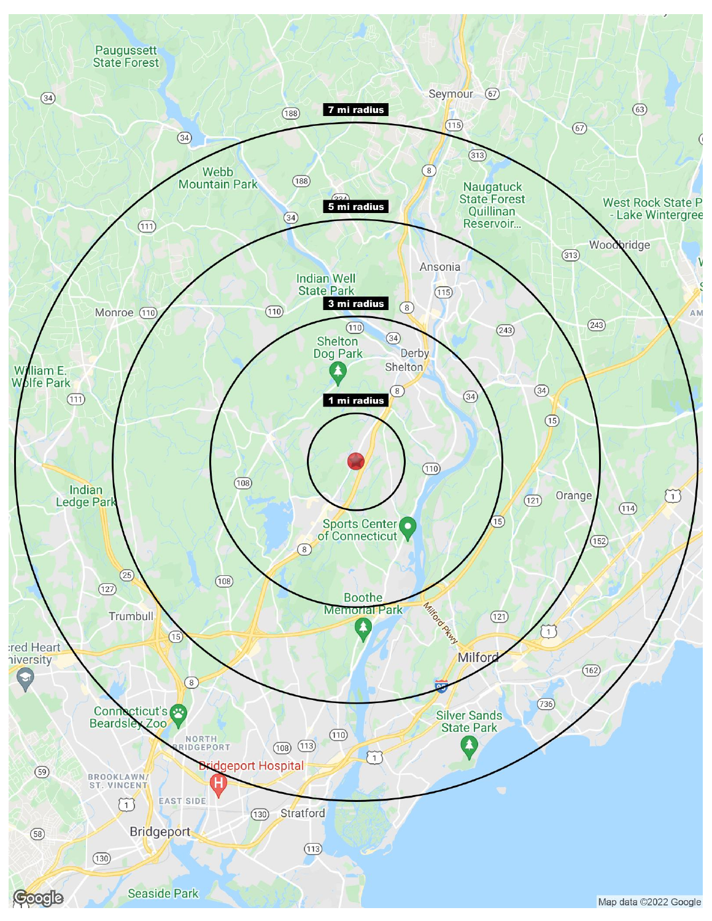7 mi radius

5 mi radius

3 mi radius

1 mi radius

Paugussett State Forest

Webb Mountain Park

Indian Well State Park

Shelton Dog Park

Seymour

Naugatuck State Forest Quillinan Reservoir...

West Rock State P - Lake Wintergree

Woodbridge

Ansonia

Derby

Shelton

Monroe

William E. Wolfe Park

Indian Ledge Park

Sports Center of Connecticut

Orange

Trumbull

Boothe Memorial Park

Milford Pkwy

Milford

red Heart iversity

Connecticut's Beardsley Zoo

NORTH BRIDGEPORT

Bridgeport Hospital

BROOKLAWN/ ST. VINCENT

EAST SIDE

Silver Sands State Park

Stratford

Bridgeport

Seaside Park

Map data ©2022 Google